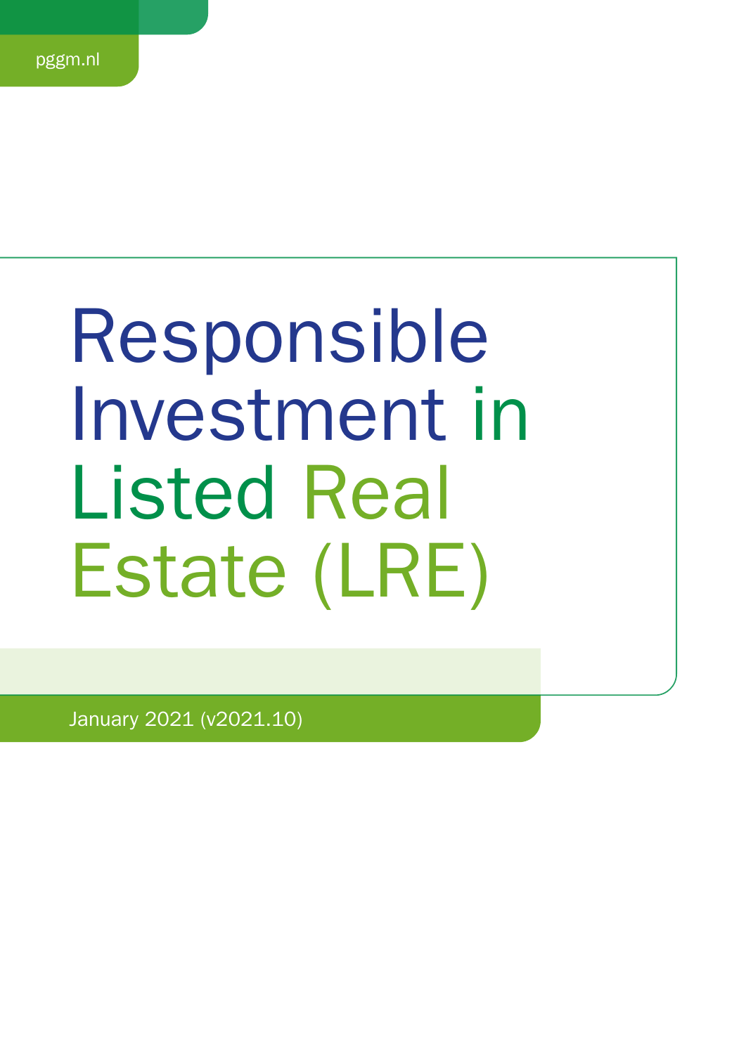pggm.nl

# Responsible Investment in Listed Real Estate (LRE)

January 2021 (v2021.10)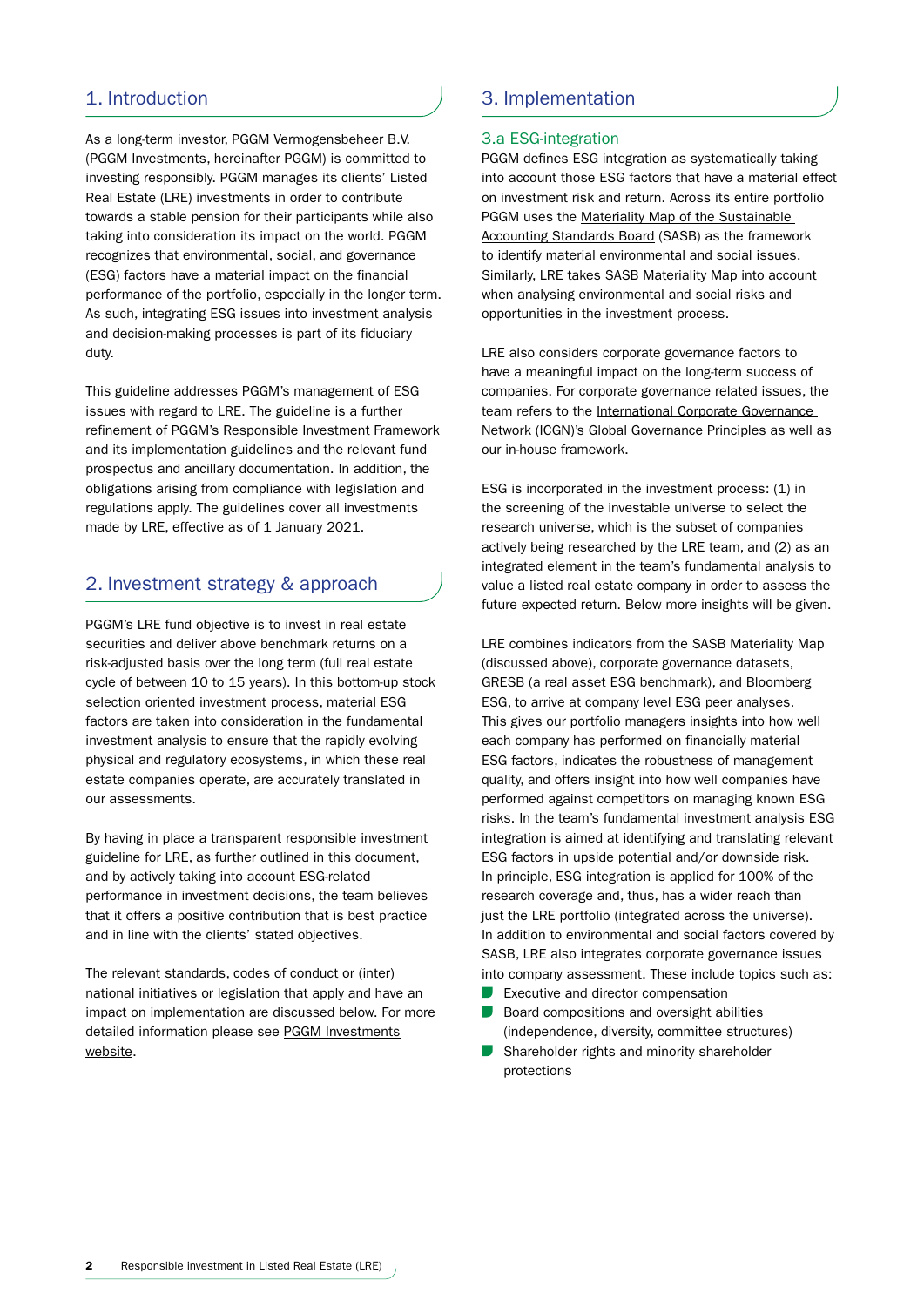## 1. Introduction

As a long-term investor, PGGM Vermogensbeheer B.V. (PGGM Investments, hereinafter PGGM) is committed to investing responsibly. PGGM manages its clients' Listed Real Estate (LRE) investments in order to contribute towards a stable pension for their participants while also taking into consideration its impact on the world. PGGM recognizes that environmental, social, and governance (ESG) factors have a material impact on the financial performance of the portfolio, especially in the longer term. As such, integrating ESG issues into investment analysis and decision-making processes is part of its fiduciary duty.

This guideline addresses PGGM's management of ESG issues with regard to LRE. The guideline is a further refinement of PGGM's Responsible Investment Framework and its implementation guidelines and the relevant fund prospectus and ancillary documentation. In addition, the obligations arising from compliance with legislation and regulations apply. The guidelines cover all investments made by LRE, effective as of 1 January 2021.

## 2. Investment strategy & approach

PGGM's LRE fund objective is to invest in real estate securities and deliver above benchmark returns on a risk-adjusted basis over the long term (full real estate cycle of between 10 to 15 years). In this bottom-up stock selection oriented investment process, material ESG factors are taken into consideration in the fundamental investment analysis to ensure that the rapidly evolving physical and regulatory ecosystems, in which these real estate companies operate, are accurately translated in our assessments.

By having in place a transparent responsible investment guideline for LRE, as further outlined in this document, and by actively taking into account ESG-related performance in investment decisions, the team believes that it offers a positive contribution that is best practice and in line with the clients' stated objectives.

The relevant standards, codes of conduct or (inter) national initiatives or legislation that apply and have an impact on implementation are discussed below. For more detailed information please see PGGM Investments website.

## 3. Implementation

### 3.a ESG-integration

PGGM defines ESG integration as systematically taking into account those ESG factors that have a material effect on investment risk and return. Across its entire portfolio PGGM uses the Materiality Map of the Sustainable Accounting Standards Board (SASB) as the framework to identify material environmental and social issues. Similarly, LRE takes SASB Materiality Map into account when analysing environmental and social risks and opportunities in the investment process.

LRE also considers corporate governance factors to have a meaningful impact on the long-term success of companies. For corporate governance related issues, the team refers to the International Corporate Governance Network (ICGN)'s Global Governance Principles as well as our in-house framework.

ESG is incorporated in the investment process: (1) in the screening of the investable universe to select the research universe, which is the subset of companies actively being researched by the LRE team, and (2) as an integrated element in the team's fundamental analysis to value a listed real estate company in order to assess the future expected return. Below more insights will be given.

LRE combines indicators from the SASB Materiality Map (discussed above), corporate governance datasets, GRESB (a real asset ESG benchmark), and Bloomberg ESG, to arrive at company level ESG peer analyses. This gives our portfolio managers insights into how well each company has performed on financially material ESG factors, indicates the robustness of management quality, and offers insight into how well companies have performed against competitors on managing known ESG risks. In the team's fundamental investment analysis ESG integration is aimed at identifying and translating relevant ESG factors in upside potential and/or downside risk. In principle, ESG integration is applied for 100% of the research coverage and, thus, has a wider reach than just the LRE portfolio (integrated across the universe). In addition to environmental and social factors covered by SASB, LRE also integrates corporate governance issues into company assessment. These include topics such as:

- Executive and director compensation
- Board compositions and oversight abilities (independence, diversity, committee structures)
- Shareholder rights and minority shareholder protections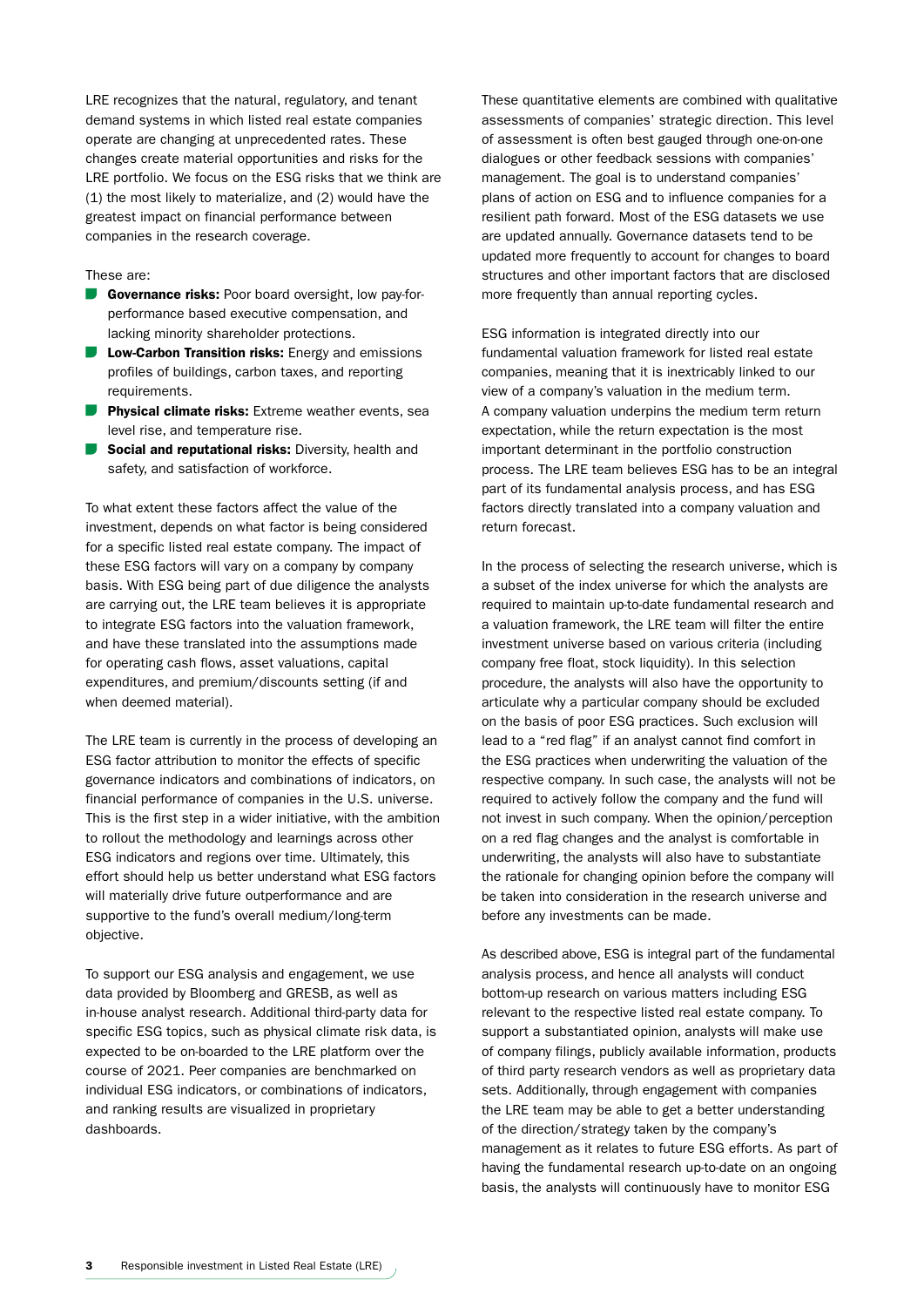LRE recognizes that the natural, regulatory, and tenant demand systems in which listed real estate companies operate are changing at unprecedented rates. These changes create material opportunities and risks for the LRE portfolio. We focus on the ESG risks that we think are (1) the most likely to materialize, and (2) would have the greatest impact on financial performance between companies in the research coverage.

These are:

- **Governance risks:** Poor board oversight, low pay-for-performance based executive compensation, and lacking minority shareholder protections.
- **Low-Carbon Transition risks:** Energy and emissions profiles of buildings, carbon taxes, and reporting requirements.
- **Physical climate risks:** Extreme weather events, sea level rise, and temperature rise.
- **Social and reputational risks:** Diversity, health and safety, and satisfaction of workforce.

To what extent these factors affect the value of the investment, depends on what factor is being considered for a specific listed real estate company. The impact of these ESG factors will vary on a company by company basis. With ESG being part of due diligence the analysts are carrying out, the LRE team believes it is appropriate to integrate ESG factors into the valuation framework, and have these translated into the assumptions made for operating cash flows, asset valuations, capital expenditures, and premium/discounts setting (if and when deemed material).

The LRE team is currently in the process of developing an ESG factor attribution to monitor the effects of specific governance indicators and combinations of indicators, on financial performance of companies in the U.S. universe. This is the first step in a wider initiative, with the ambition to rollout the methodology and learnings across other ESG indicators and regions over time. Ultimately, this effort should help us better understand what ESG factors will materially drive future outperformance and are supportive to the fund's overall medium/long-term objective.

To support our ESG analysis and engagement, we use data provided by Bloomberg and GRESB, as well as in-house analyst research. Additional third-party data for specific ESG topics, such as physical climate risk data, is expected to be on-boarded to the LRE platform over the course of 2021. Peer companies are benchmarked on individual ESG indicators, or combinations of indicators, and ranking results are visualized in proprietary dashboards.

These quantitative elements are combined with qualitative assessments of companies' strategic direction. This level of assessment is often best gauged through one-on-one dialogues or other feedback sessions with companies' management. The goal is to understand companies' plans of action on ESG and to influence companies for a resilient path forward. Most of the ESG datasets we use are updated annually. Governance datasets tend to be updated more frequently to account for changes to board structures and other important factors that are disclosed more frequently than annual reporting cycles.

ESG information is integrated directly into our fundamental valuation framework for listed real estate companies, meaning that it is inextricably linked to our view of a company's valuation in the medium term. A company valuation underpins the medium term return expectation, while the return expectation is the most important determinant in the portfolio construction process. The LRE team believes ESG has to be an integral part of its fundamental analysis process, and has ESG factors directly translated into a company valuation and return forecast.

In the process of selecting the research universe, which is a subset of the index universe for which the analysts are required to maintain up-to-date fundamental research and a valuation framework, the LRE team will filter the entire investment universe based on various criteria (including company free float, stock liquidity). In this selection procedure, the analysts will also have the opportunity to articulate why a particular company should be excluded on the basis of poor ESG practices. Such exclusion will lead to a "red flag" if an analyst cannot find comfort in the ESG practices when underwriting the valuation of the respective company. In such case, the analysts will not be required to actively follow the company and the fund will not invest in such company. When the opinion/perception on a red flag changes and the analyst is comfortable in underwriting, the analysts will also have to substantiate the rationale for changing opinion before the company will be taken into consideration in the research universe and before any investments can be made.

As described above, ESG is integral part of the fundamental analysis process, and hence all analysts will conduct bottom-up research on various matters including ESG relevant to the respective listed real estate company. To support a substantiated opinion, analysts will make use of company filings, publicly available information, products of third party research vendors as well as proprietary data sets. Additionally, through engagement with companies the LRE team may be able to get a better understanding of the direction/strategy taken by the company's management as it relates to future ESG efforts. As part of having the fundamental research up-to-date on an ongoing basis, the analysts will continuously have to monitor ESG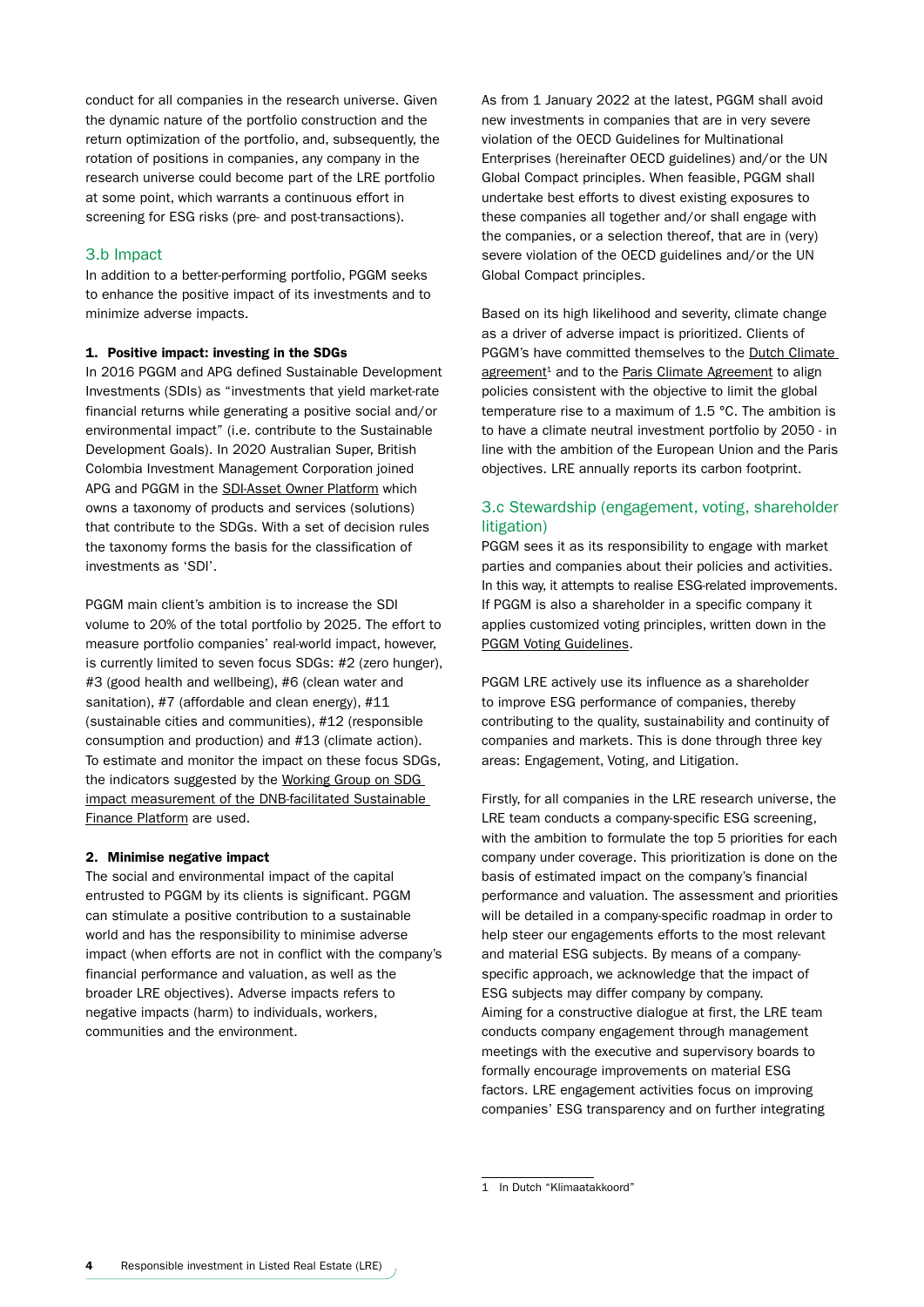conduct for all companies in the research universe. Given the dynamic nature of the portfolio construction and the return optimization of the portfolio, and, subsequently, the rotation of positions in companies, any company in the research universe could become part of the LRE portfolio at some point, which warrants a continuous effort in screening for ESG risks (pre- and post-transactions).

## 3.b Impact

In addition to a better-performing portfolio, PGGM seeks to enhance the positive impact of its investments and to minimize adverse impacts.

**1. Positive impact: investing in the SDGs**

In 2016 PGGM and APG defined Sustainable Development Investments (SDIs) as "investments that yield market-rate financial returns while generating a positive social and/or environmental impact" (i.e. contribute to the Sustainable Development Goals). In 2020 Australian Super, British Colombia Investment Management Corporation joined APG and PGGM in the SDI-Asset Owner Platform which owns a taxonomy of products and services (solutions) that contribute to the SDGs. With a set of decision rules the taxonomy forms the basis for the classification of investments as 'SDI'.

PGGM main client's ambition is to increase the SDI volume to 20% of the total portfolio by 2025. The effort to measure portfolio companies' real-world impact, however, is currently limited to seven focus SDGs: #2 (zero hunger), #3 (good health and wellbeing), #6 (clean water and sanitation), #7 (affordable and clean energy), #11 (sustainable cities and communities), #12 (responsible consumption and production) and #13 (climate action). To estimate and monitor the impact on these focus SDGs, the indicators suggested by the Working Group on SDG impact measurement of the DNB-facilitated Sustainable Finance Platform are used.

**2. Minimise negative impact**

The social and environmental impact of the capital entrusted to PGGM by its clients is significant. PGGM can stimulate a positive contribution to a sustainable world and has the responsibility to minimise adverse impact (when efforts are not in conflict with the company's financial performance and valuation, as well as the broader LRE objectives). Adverse impacts refers to negative impacts (harm) to individuals, workers, communities and the environment.

As from 1 January 2022 at the latest, PGGM shall avoid new investments in companies that are in very severe violation of the OECD Guidelines for Multinational Enterprises (hereinafter OECD guidelines) and/or the UN Global Compact principles. When feasible, PGGM shall undertake best efforts to divest existing exposures to these companies all together and/or shall engage with the companies, or a selection thereof, that are in (very) severe violation of the OECD guidelines and/or the UN Global Compact principles.

Based on its high likelihood and severity, climate change as a driver of adverse impact is prioritized. Clients of PGGM's have committed themselves to the Dutch Climate agreement[1] and to the Paris Climate Agreement to align policies consistent with the objective to limit the global temperature rise to a maximum of 1.5 °C. The ambition is to have a climate neutral investment portfolio by 2050 - in line with the ambition of the European Union and the Paris objectives. LRE annually reports its carbon footprint.

## 3.c Stewardship (engagement, voting, shareholder litigation)

PGGM sees it as its responsibility to engage with market parties and companies about their policies and activities. In this way, it attempts to realise ESG-related improvements. If PGGM is also a shareholder in a specific company it applies customized voting principles, written down in the PGGM Voting Guidelines.

PGGM LRE actively use its influence as a shareholder to improve ESG performance of companies, thereby contributing to the quality, sustainability and continuity of companies and markets. This is done through three key areas: Engagement, Voting, and Litigation.

Firstly, for all companies in the LRE research universe, the LRE team conducts a company-specific ESG screening, with the ambition to formulate the top 5 priorities for each company under coverage. This prioritization is done on the basis of estimated impact on the company's financial performance and valuation. The assessment and priorities will be detailed in a company-specific roadmap in order to help steer our engagements efforts to the most relevant and material ESG subjects. By means of a company-specific approach, we acknowledge that the impact of ESG subjects may differ company by company.
Aiming for a constructive dialogue at first, the LRE team conducts company engagement through management meetings with the executive and supervisory boards to formally encourage improvements on material ESG factors. LRE engagement activities focus on improving companies' ESG transparency and on further integrating

1 In Dutch "Klimaatakkoord"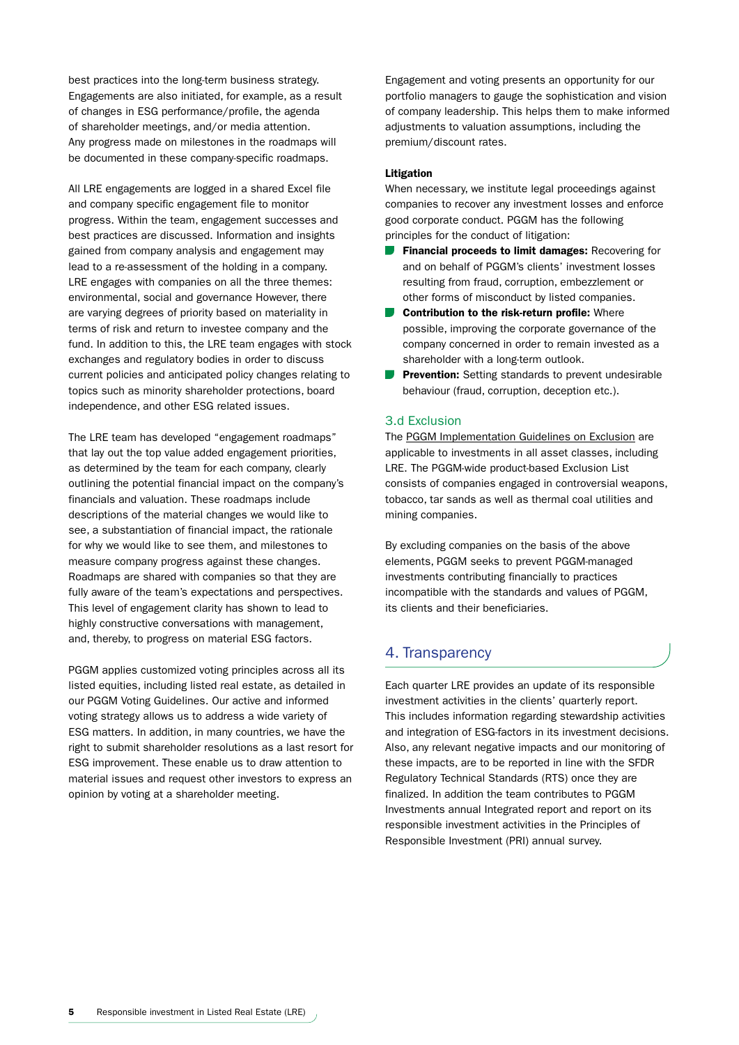best practices into the long-term business strategy. Engagements are also initiated, for example, as a result of changes in ESG performance/profile, the agenda of shareholder meetings, and/or media attention. Any progress made on milestones in the roadmaps will be documented in these company-specific roadmaps.

All LRE engagements are logged in a shared Excel file and company specific engagement file to monitor progress. Within the team, engagement successes and best practices are discussed. Information and insights gained from company analysis and engagement may lead to a re-assessment of the holding in a company. LRE engages with companies on all the three themes: environmental, social and governance However, there are varying degrees of priority based on materiality in terms of risk and return to investee company and the fund. In addition to this, the LRE team engages with stock exchanges and regulatory bodies in order to discuss current policies and anticipated policy changes relating to topics such as minority shareholder protections, board independence, and other ESG related issues.

The LRE team has developed "engagement roadmaps" that lay out the top value added engagement priorities, as determined by the team for each company, clearly outlining the potential financial impact on the company's financials and valuation. These roadmaps include descriptions of the material changes we would like to see, a substantiation of financial impact, the rationale for why we would like to see them, and milestones to measure company progress against these changes. Roadmaps are shared with companies so that they are fully aware of the team's expectations and perspectives. This level of engagement clarity has shown to lead to highly constructive conversations with management, and, thereby, to progress on material ESG factors.

PGGM applies customized voting principles across all its listed equities, including listed real estate, as detailed in our PGGM Voting Guidelines. Our active and informed voting strategy allows us to address a wide variety of ESG matters. In addition, in many countries, we have the right to submit shareholder resolutions as a last resort for ESG improvement. These enable us to draw attention to material issues and request other investors to express an opinion by voting at a shareholder meeting.

Engagement and voting presents an opportunity for our portfolio managers to gauge the sophistication and vision of company leadership. This helps them to make informed adjustments to valuation assumptions, including the premium/discount rates.

**Litigation**

When necessary, we institute legal proceedings against companies to recover any investment losses and enforce good corporate conduct. PGGM has the following principles for the conduct of litigation:

- **Financial proceeds to limit damages:** Recovering for and on behalf of PGGM's clients' investment losses resulting from fraud, corruption, embezzlement or other forms of misconduct by listed companies.
- **Contribution to the risk-return profile:** Where possible, improving the corporate governance of the company concerned in order to remain invested as a shareholder with a long-term outlook.
- **Prevention:** Setting standards to prevent undesirable behaviour (fraud, corruption, deception etc.).

### 3.d Exclusion

The PGGM Implementation Guidelines on Exclusion are applicable to investments in all asset classes, including LRE. The PGGM-wide product-based Exclusion List consists of companies engaged in controversial weapons, tobacco, tar sands as well as thermal coal utilities and mining companies.

By excluding companies on the basis of the above elements, PGGM seeks to prevent PGGM-managed investments contributing financially to practices incompatible with the standards and values of PGGM, its clients and their beneficiaries.

## 4. Transparency

Each quarter LRE provides an update of its responsible investment activities in the clients' quarterly report. This includes information regarding stewardship activities and integration of ESG-factors in its investment decisions. Also, any relevant negative impacts and our monitoring of these impacts, are to be reported in line with the SFDR Regulatory Technical Standards (RTS) once they are finalized. In addition the team contributes to PGGM Investments annual Integrated report and report on its responsible investment activities in the Principles of Responsible Investment (PRI) annual survey.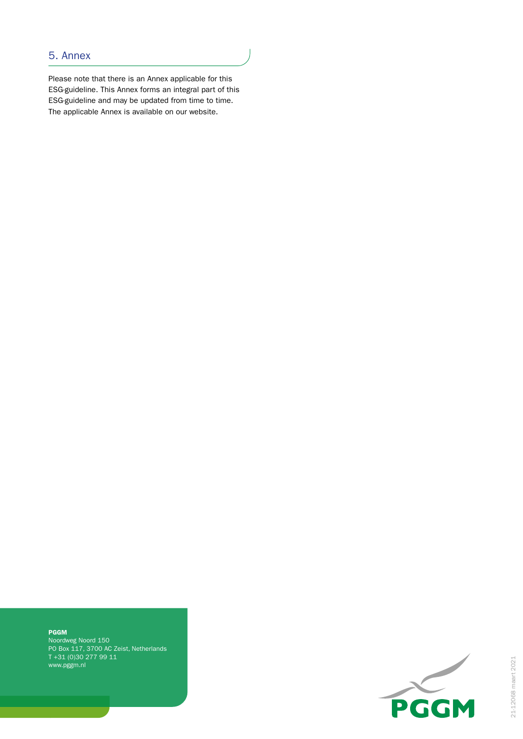## 5. Annex

Please note that there is an Annex applicable for this ESG-guideline. This Annex forms an integral part of this ESG-guideline and may be updated from time to time. The applicable Annex is available on our website.

**PGGM**
Noordweg Noord 150
PO Box 117, 3700 AC Zeist, Netherlands
T +31 (0)30 277 99 11
www.pggm.nl

21-12068 maart 2021